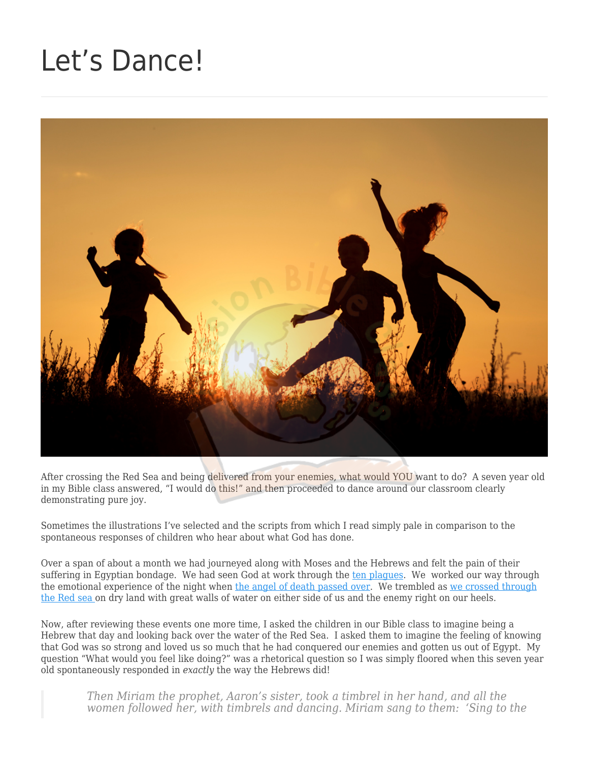# Let's Dance!

After crossing the Red Sea and being delivered from your enemies, what would YOU want to do? A seven year old in my Bible class answered, "I would do this!" and then proceeded to dance around our classroom clearly demonstrating pure joy.

Sometimes the illustrations I've selected and the scripts from which I read simply pale in comparison to the spontaneous responses of children who hear about what God has done.

Over a span of about a month we had journeyed along with Moses and the Hebrews and felt the pain of their suffering in Egyptian bondage. We had seen God at work through the ten plagues. We worked our way through the emotional experience of the night when the angel of death passed over. We trembled as we crossed through the Red sea on dry land with great walls of water on either side of us and the enemy right on our heels.

Now, after reviewing these events one more time, I asked the children in our Bible class to imagine being a Hebrew that day and looking back over the water of the Red Sea. I asked them to imagine the feeling of knowing that God was so strong and loved us so much that he had conquered our enemies and gotten us out of Egypt. My question "What would you feel like doing?" was a rhetorical question so I was simply floored when this seven year old spontaneously responded in *exactly* the way the Hebrews did!

> *Then Miriam the prophet, Aaron's sister, took a timbrel in her hand, and all the women followed her, with timbrels and dancing. Miriam sang to them: 'Sing to the*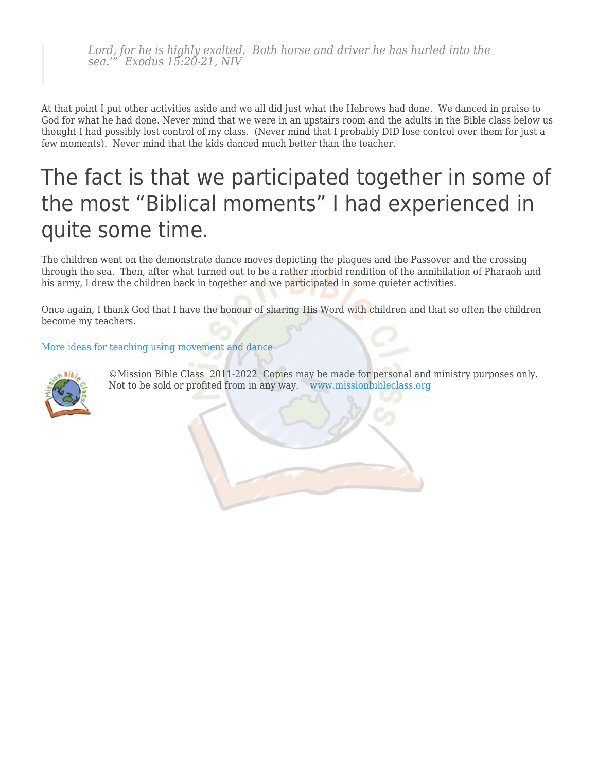> *Lord, for he is highly exalted. Both horse and driver he has hurled into the sea.'" Exodus 15:20-21, NIV*

At that point I put other activities aside and we all did just what the Hebrews had done. We danced in praise to God for what he had done. Never mind that we were in an upstairs room and the adults in the Bible class below us thought I had possibly lost control of my class. (Never mind that I probably DID lose control over them for just a few moments). Never mind that the kids danced much better than the teacher.

# The fact is that we participated together in some of the most "Biblical moments" I had experienced in quite some time.

The children went on the demonstrate dance moves depicting the plagues and the Passover and the crossing through the sea. Then, after what turned out to be a rather morbid rendition of the annihilation of Pharaoh and his army, I drew the children back in together and we participated in some quieter activities.

Once again, I thank God that I have the honour of sharing His Word with children and that so often the children become my teachers.

[More ideas for teaching using movement and dance]

©Mission Bible Class 2011-2022 Copies may be made for personal and ministry purposes only. Not to be sold or profited from in any way. [www.missionbibleclass.org]